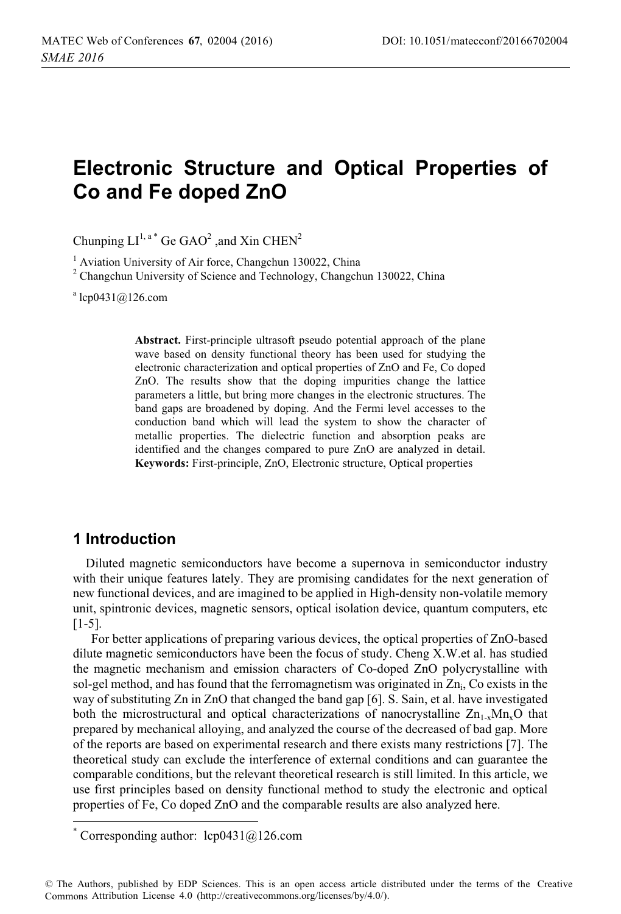# Electronic Structure and Optical Properties of Co and Fe doped ZnO

Chunping LI[1, a *] Ge GAO[2] ,and Xin CHEN[2]

[1] Aviation University of Air force, Changchun 130022, China

[2] Changchun University of Science and Technology, Changchun 130022, China

[a] lcp0431@126.com

**Abstract.** First-principle ultrasoft pseudo potential approach of the plane wave based on density functional theory has been used for studying the electronic characterization and optical properties of ZnO and Fe, Co doped ZnO. The results show that the doping impurities change the lattice parameters a little, but bring more changes in the electronic structures. The band gaps are broadened by doping. And the Fermi level accesses to the conduction band which will lead the system to show the character of metallic properties. The dielectric function and absorption peaks are identified and the changes compared to pure ZnO are analyzed in detail.

**Keywords:** First-principle, ZnO, Electronic structure, Optical properties

## 1 Introduction

Diluted magnetic semiconductors have become a supernova in semiconductor industry with their unique features lately. They are promising candidates for the next generation of new functional devices, and are imagined to be applied in High-density non-volatile memory unit, spintronic devices, magnetic sensors, optical isolation device, quantum computers, etc [1-5].

For better applications of preparing various devices, the optical properties of ZnO-based dilute magnetic semiconductors have been the focus of study. Cheng X.W.et al. has studied the magnetic mechanism and emission characters of Co-doped ZnO polycrystalline with sol-gel method, and has found that the ferromagnetism was originated in $Zn_i$, Co exists in the way of substituting Zn in ZnO that changed the band gap [6]. S. Sain, et al. have investigated both the microstructural and optical characterizations of nanocrystalline $Zn_{1-x}Mn_xO$ that prepared by mechanical alloying, and analyzed the course of the decreased of bad gap. More of the reports are based on experimental research and there exists many restrictions [7]. The theoretical study can exclude the interference of external conditions and can guarantee the comparable conditions, but the relevant theoretical research is still limited. In this article, we use first principles based on density functional method to study the electronic and optical properties of Fe, Co doped ZnO and the comparable results are also analyzed here.

* Corresponding author: lcp0431@126.com

© The Authors, published by EDP Sciences. This is an open access article distributed under the terms of the Creative Commons Attribution License 4.0 (http://creativecommons.org/licenses/by/4.0/).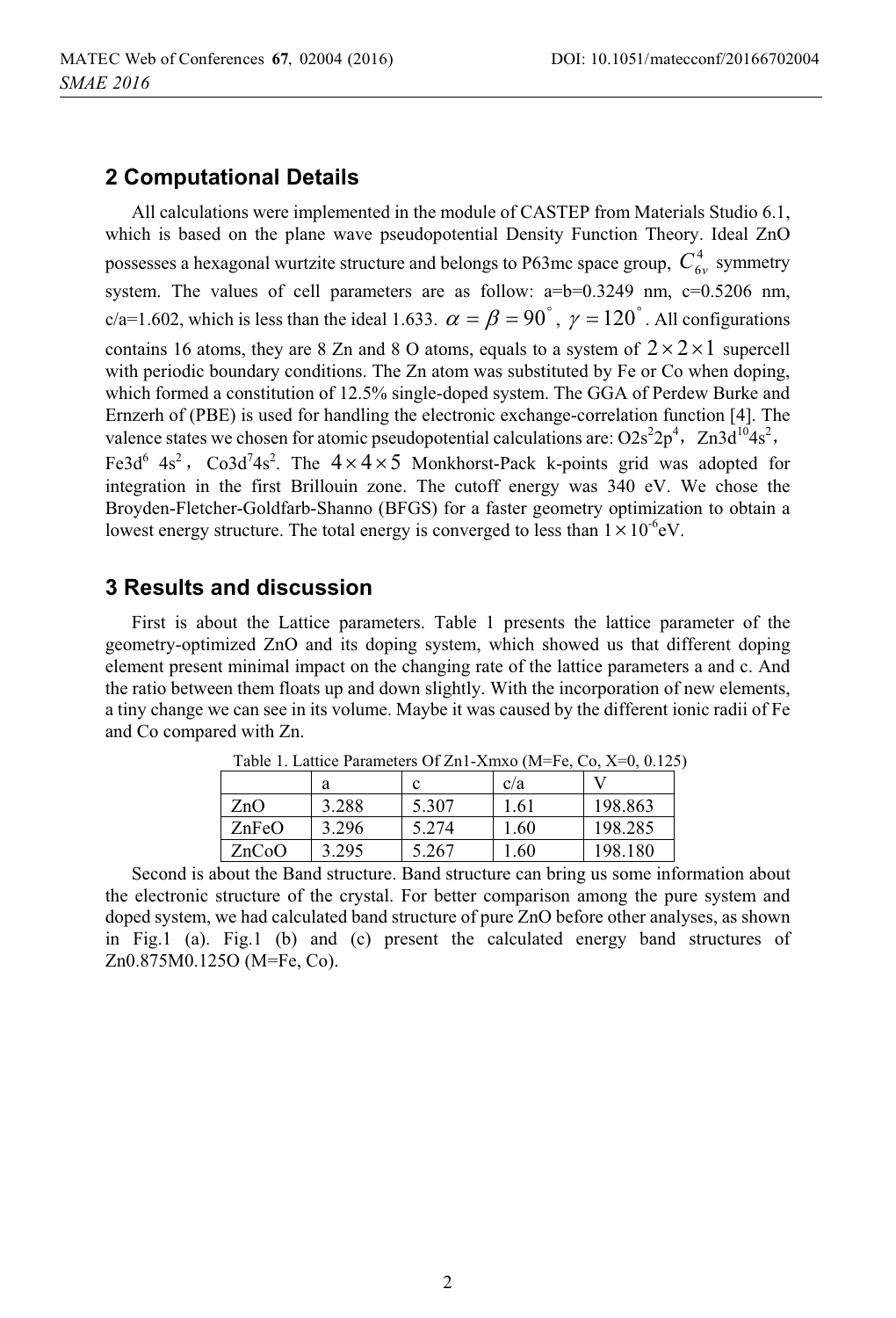## 2 Computational Details

All calculations were implemented in the module of CASTEP from Materials Studio 6.1, which is based on the plane wave pseudopotential Density Function Theory. Ideal ZnO possesses a hexagonal wurtzite structure and belongs to P63mc space group, $C_{6v}^{4}$ symmetry system. The values of cell parameters are as follow: a=b=0.3249 nm, c=0.5206 nm, c/a=1.602, which is less than the ideal 1.633. $\alpha = \beta = 90^{\circ}$, $\gamma = 120^{\circ}$. All configurations contains 16 atoms, they are 8 Zn and 8 O atoms, equals to a system of $2 \times 2 \times 1$ supercell with periodic boundary conditions. The Zn atom was substituted by Fe or Co when doping, which formed a constitution of 12.5% single-doped system. The GGA of Perdew Burke and Ernzerh of (PBE) is used for handling the electronic exchange-correlation function [4]. The valence states we chosen for atomic pseudopotential calculations are: O$2s^2 2p^4$，Zn$3d^{10}4s^2$，Fe$3d^6$ $4s^2$，Co$3d^7 4s^2$. The $4 \times 4 \times 5$ Monkhorst-Pack k-points grid was adopted for integration in the first Brillouin zone. The cutoff energy was 340 eV. We chose the Broyden-Fletcher-Goldfarb-Shanno (BFGS) for a faster geometry optimization to obtain a lowest energy structure. The total energy is converged to less than $1 \times 10^{-6}$eV.

## 3 Results and discussion

First is about the Lattice parameters. Table 1 presents the lattice parameter of the geometry-optimized ZnO and its doping system, which showed us that different doping element present minimal impact on the changing rate of the lattice parameters a and c. And the ratio between them floats up and down slightly. With the incorporation of new elements, a tiny change we can see in its volume. Maybe it was caused by the different ionic radii of Fe and Co compared with Zn.

Table 1. Lattice Parameters Of Zn1-Xmxo (M=Fe, Co, X=0, 0.125)

| | a | c | c/a | V |
|---|---|---|---|---|
| ZnO | 3.288 | 5.307 | 1.61 | 198.863 |
| ZnFeO | 3.296 | 5.274 | 1.60 | 198.285 |
| ZnCoO | 3.295 | 5.267 | 1.60 | 198.180 |

Second is about the Band structure. Band structure can bring us some information about the electronic structure of the crystal. For better comparison among the pure system and doped system, we had calculated band structure of pure ZnO before other analyses, as shown in Fig.1 (a). Fig.1 (b) and (c) present the calculated energy band structures of Zn0.875M0.125O (M=Fe, Co).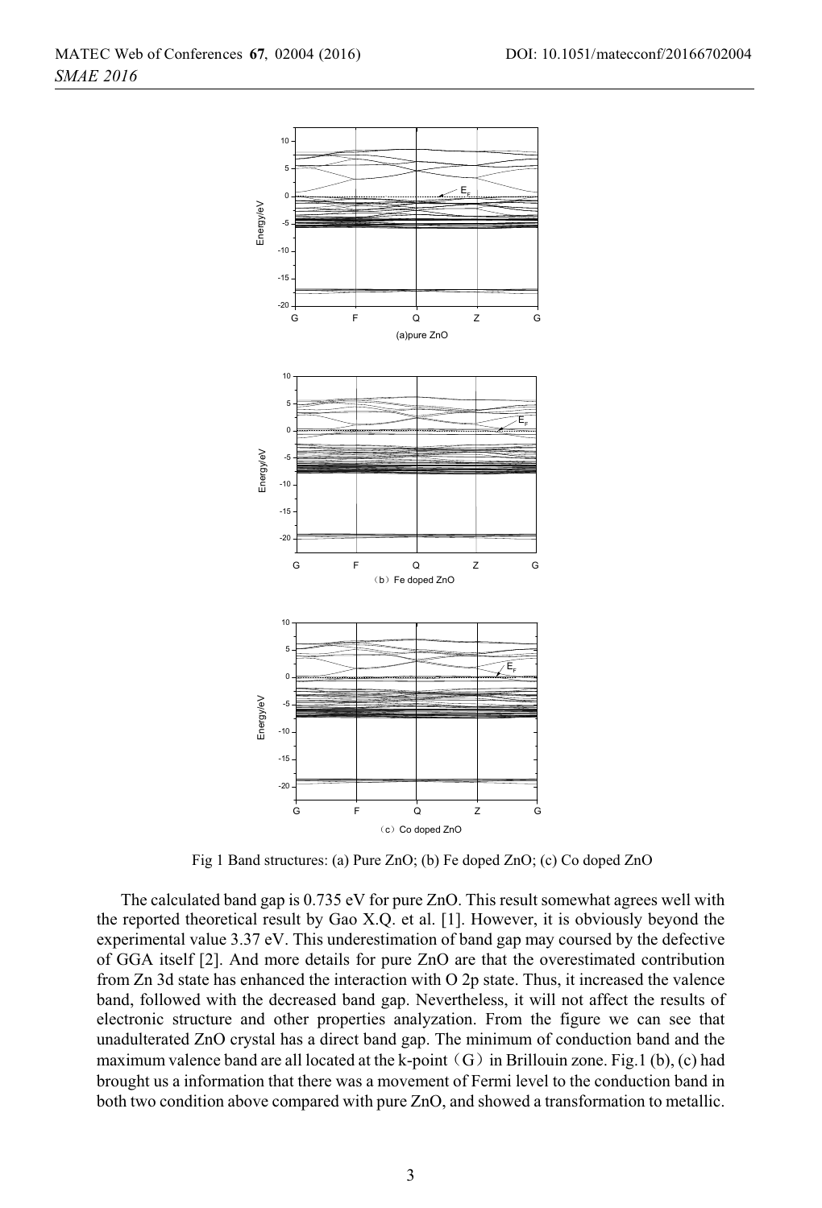Fig 1 Band structures: (a) Pure ZnO; (b) Fe doped ZnO; (c) Co doped ZnO

The calculated band gap is 0.735 eV for pure ZnO. This result somewhat agrees well with the reported theoretical result by Gao X.Q. et al. [1]. However, it is obviously beyond the experimental value 3.37 eV. This underestimation of band gap may coursed by the defective of GGA itself [2]. And more details for pure ZnO are that the overestimated contribution from Zn 3d state has enhanced the interaction with O 2p state. Thus, it increased the valence band, followed with the decreased band gap. Nevertheless, it will not affect the results of electronic structure and other properties analyzation. From the figure we can see that unadulterated ZnO crystal has a direct band gap. The minimum of conduction band and the maximum valence band are all located at the k-point（G）in Brillouin zone. Fig.1 (b), (c) had brought us a information that there was a movement of Fermi level to the conduction band in both two condition above compared with pure ZnO, and showed a transformation to metallic.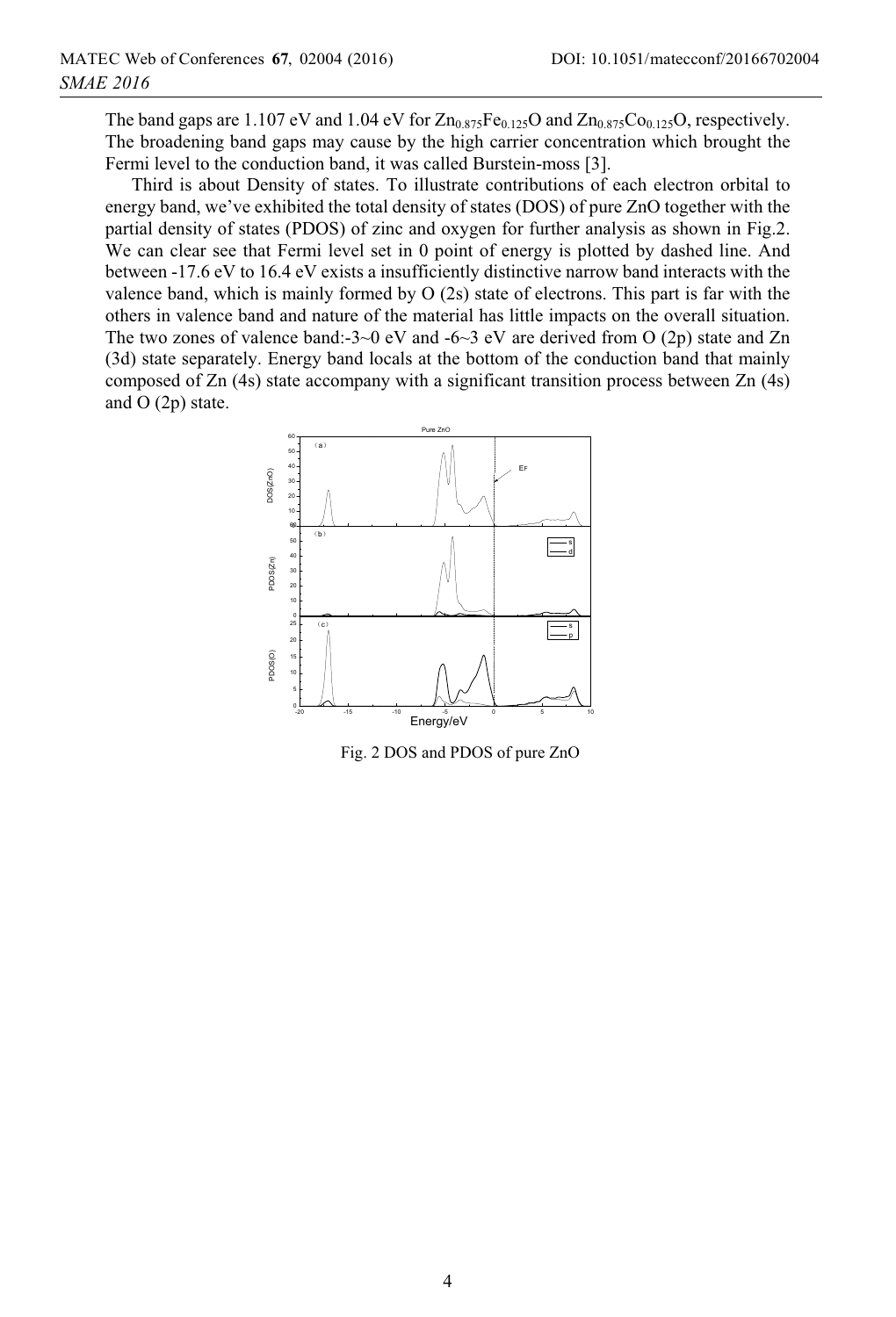The band gaps are 1.107 eV and 1.04 eV for $Zn_{0.875}Fe_{0.125}O$ and $Zn_{0.875}Co_{0.125}O$, respectively. The broadening band gaps may cause by the high carrier concentration which brought the Fermi level to the conduction band, it was called Burstein-moss [3].

Third is about Density of states. To illustrate contributions of each electron orbital to energy band, we've exhibited the total density of states (DOS) of pure ZnO together with the partial density of states (PDOS) of zinc and oxygen for further analysis as shown in Fig.2. We can clear see that Fermi level set in 0 point of energy is plotted by dashed line. And between -17.6 eV to 16.4 eV exists a insufficiently distinctive narrow band interacts with the valence band, which is mainly formed by O (2s) state of electrons. This part is far with the others in valence band and nature of the material has little impacts on the overall situation. The two zones of valence band:-3~0 eV and -6~3 eV are derived from O (2p) state and Zn (3d) state separately. Energy band locals at the bottom of the conduction band that mainly composed of Zn (4s) state accompany with a significant transition process between Zn (4s) and O (2p) state.

Fig. 2 DOS and PDOS of pure ZnO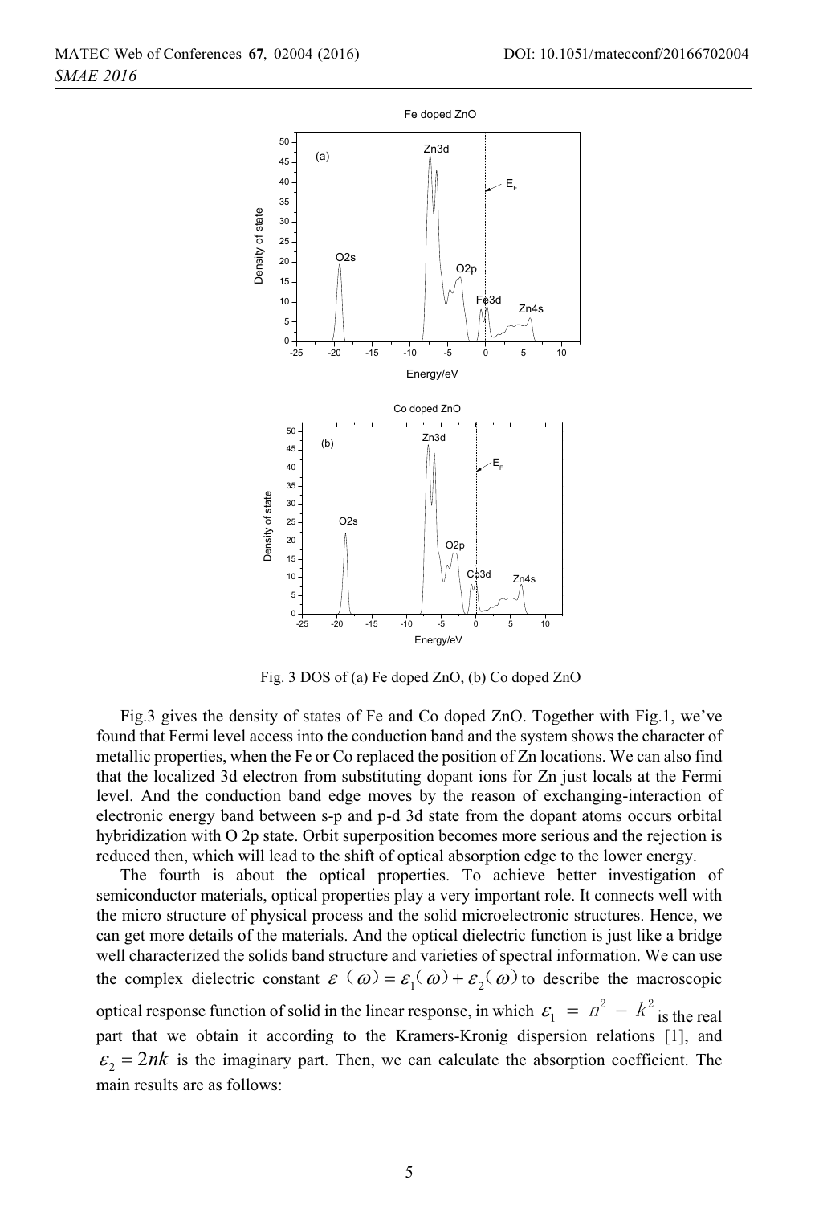Fig. 3 DOS of (a) Fe doped ZnO, (b) Co doped ZnO

Fig.3 gives the density of states of Fe and Co doped ZnO. Together with Fig.1, we've found that Fermi level access into the conduction band and the system shows the character of metallic properties, when the Fe or Co replaced the position of Zn locations. We can also find that the localized 3d electron from substituting dopant ions for Zn just locals at the Fermi level. And the conduction band edge moves by the reason of exchanging-interaction of electronic energy band between s-p and p-d 3d state from the dopant atoms occurs orbital hybridization with O 2p state. Orbit superposition becomes more serious and the rejection is reduced then, which will lead to the shift of optical absorption edge to the lower energy.

The fourth is about the optical properties. To achieve better investigation of semiconductor materials, optical properties play a very important role. It connects well with the micro structure of physical process and the solid microelectronic structures. Hence, we can get more details of the materials. And the optical dielectric function is just like a bridge well characterized the solids band structure and varieties of spectral information. We can use the complex dielectric constant $\varepsilon(\omega) = \varepsilon_1(\omega) + \varepsilon_2(\omega)$ to describe the macroscopic optical response function of solid in the linear response, in which $\varepsilon_1 = n^2 - k^2$ is the real part that we obtain it according to the Kramers-Kronig dispersion relations [1], and $\varepsilon_2 = 2nk$ is the imaginary part. Then, we can calculate the absorption coefficient. The main results are as follows: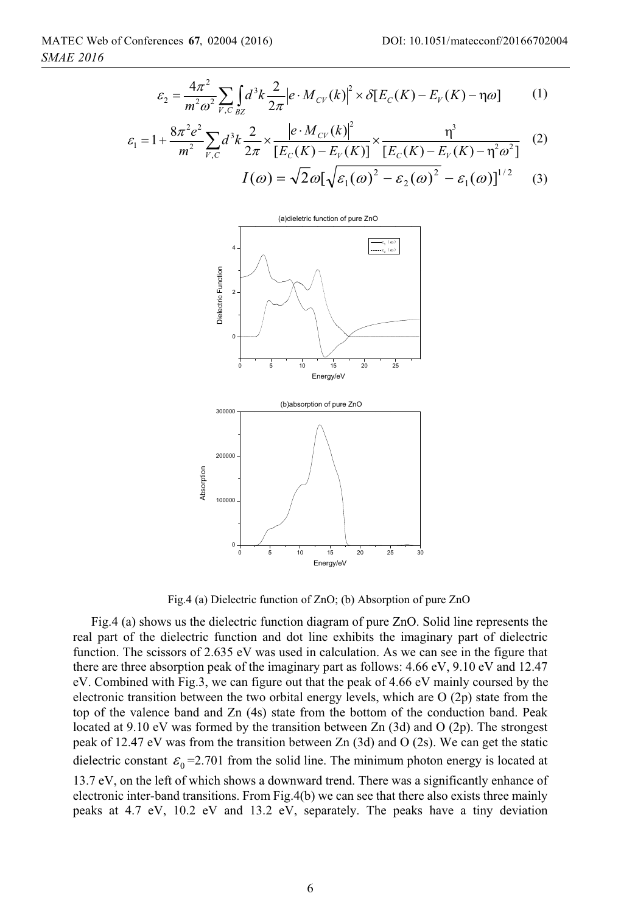$$\varepsilon_2 = \frac{4\pi^2}{m^2\omega^2}\sum_{V,C}\int_{BZ} d^3k \frac{2}{2\pi}\left|e \cdot M_{CV}(k)\right|^2 \times \delta[E_C(K) - E_V(K) - \eta\omega] \tag{1}$$

$$\varepsilon_1 = 1 + \frac{8\pi^2 e^2}{m^2}\sum_{V,C} d^3k \frac{2}{2\pi} \times \frac{\left|e \cdot M_{CV}(k)\right|^2}{[E_C(K) - E_V(K)]} \times \frac{\eta^3}{[E_C(K) - E_V(K) - \eta^2\omega^2]} \tag{2}$$

$$I(\omega) = \sqrt{2}\omega[\sqrt{\varepsilon_1(\omega)^2 - \varepsilon_2(\omega)^2} - \varepsilon_1(\omega)]^{1/2} \tag{3}$$

Fig.4 (a) Dielectric function of ZnO; (b) Absorption of pure ZnO

Fig.4 (a) shows us the dielectric function diagram of pure ZnO. Solid line represents the real part of the dielectric function and dot line exhibits the imaginary part of dielectric function. The scissors of 2.635 eV was used in calculation. As we can see in the figure that there are three absorption peak of the imaginary part as follows: 4.66 eV, 9.10 eV and 12.47 eV. Combined with Fig.3, we can figure out that the peak of 4.66 eV mainly coursed by the electronic transition between the two orbital energy levels, which are O (2p) state from the top of the valence band and Zn (4s) state from the bottom of the conduction band. Peak located at 9.10 eV was formed by the transition between Zn (3d) and O (2p). The strongest peak of 12.47 eV was from the transition between Zn (3d) and O (2s). We can get the static dielectric constant $\varepsilon_0$ =2.701 from the solid line. The minimum photon energy is located at 13.7 eV, on the left of which shows a downward trend. There was a significantly enhance of electronic inter-band transitions. From Fig.4(b) we can see that there also exists three mainly peaks at 4.7 eV, 10.2 eV and 13.2 eV, separately. The peaks have a tiny deviation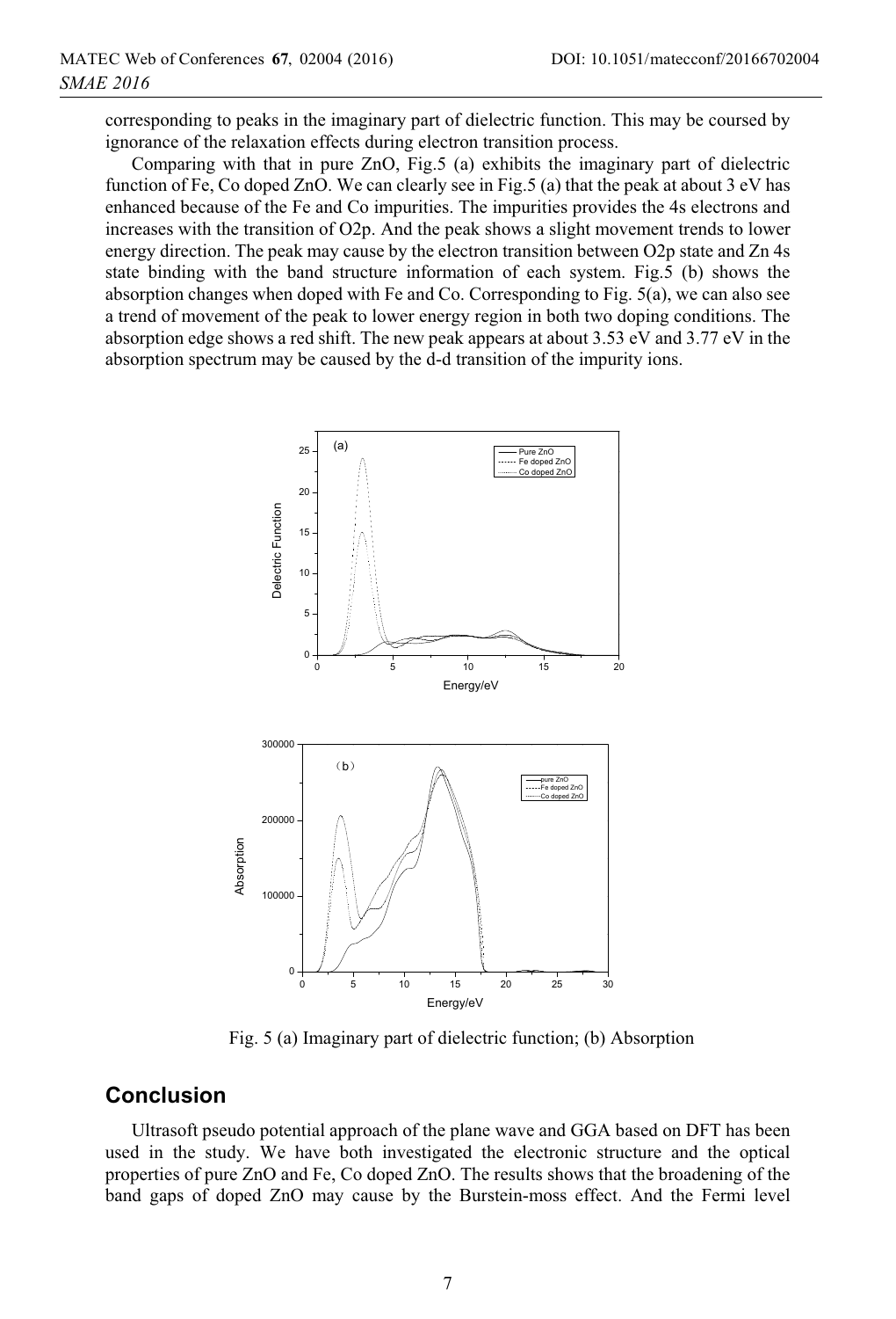corresponding to peaks in the imaginary part of dielectric function. This may be coursed by ignorance of the relaxation effects during electron transition process.

Comparing with that in pure ZnO, Fig.5 (a) exhibits the imaginary part of dielectric function of Fe, Co doped ZnO. We can clearly see in Fig.5 (a) that the peak at about 3 eV has enhanced because of the Fe and Co impurities. The impurities provides the 4s electrons and increases with the transition of O2p. And the peak shows a slight movement trends to lower energy direction. The peak may cause by the electron transition between O2p state and Zn 4s state binding with the band structure information of each system. Fig.5 (b) shows the absorption changes when doped with Fe and Co. Corresponding to Fig. 5(a), we can also see a trend of movement of the peak to lower energy region in both two doping conditions. The absorption edge shows a red shift. The new peak appears at about 3.53 eV and 3.77 eV in the absorption spectrum may be caused by the d-d transition of the impurity ions.

Fig. 5 (a) Imaginary part of dielectric function; (b) Absorption

## Conclusion

Ultrasoft pseudo potential approach of the plane wave and GGA based on DFT has been used in the study. We have both investigated the electronic structure and the optical properties of pure ZnO and Fe, Co doped ZnO. The results shows that the broadening of the band gaps of doped ZnO may cause by the Burstein-moss effect. And the Fermi level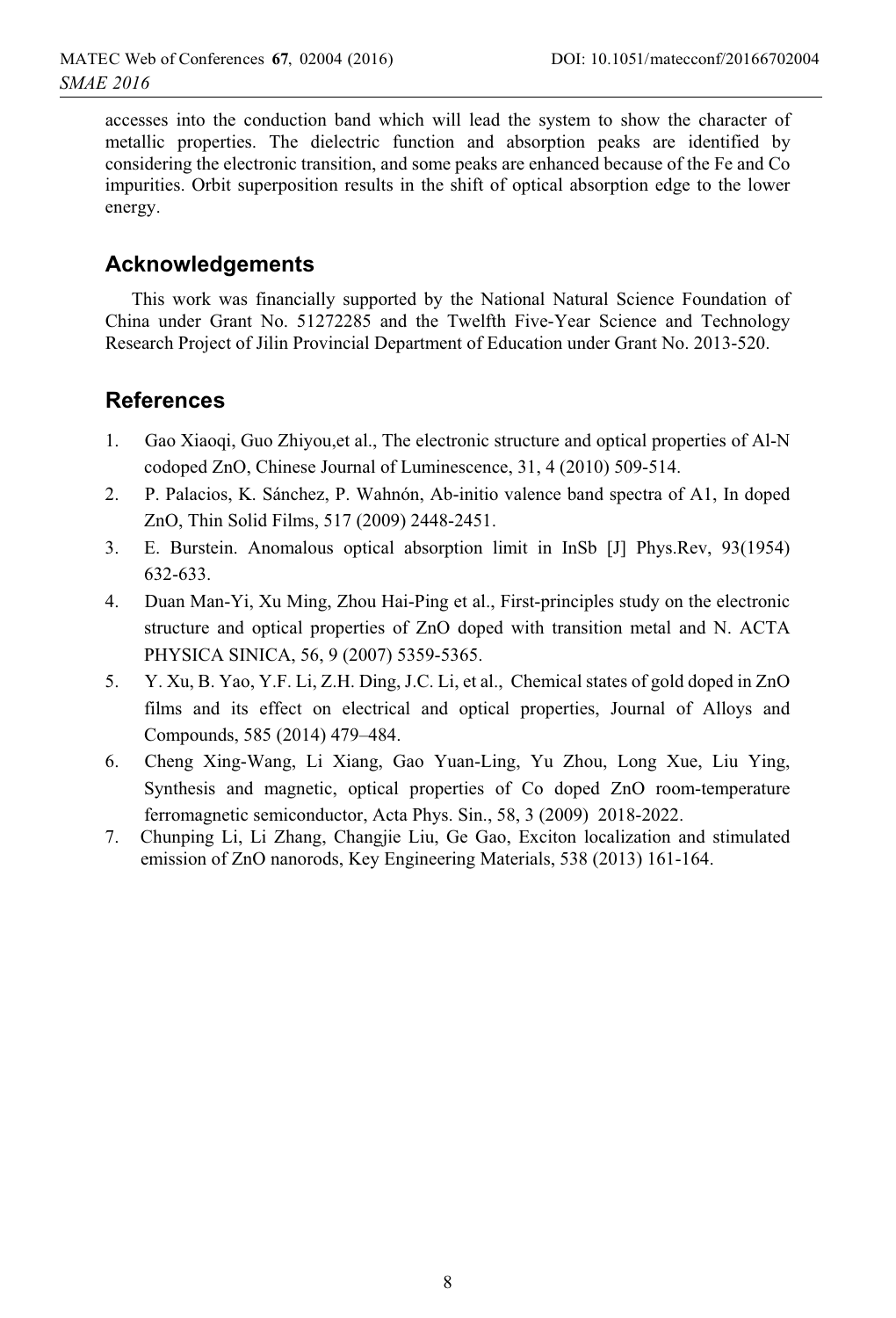accesses into the conduction band which will lead the system to show the character of metallic properties. The dielectric function and absorption peaks are identified by considering the electronic transition, and some peaks are enhanced because of the Fe and Co impurities. Orbit superposition results in the shift of optical absorption edge to the lower energy.

## Acknowledgements

This work was financially supported by the National Natural Science Foundation of China under Grant No. 51272285 and the Twelfth Five-Year Science and Technology Research Project of Jilin Provincial Department of Education under Grant No. 2013-520.

## References

1. Gao Xiaoqi, Guo Zhiyou,et al., The electronic structure and optical properties of Al-N codoped ZnO, Chinese Journal of Luminescence, 31, 4 (2010) 509-514.
2. P. Palacios, K. Sánchez, P. Wahnón, Ab-initio valence band spectra of A1, In doped ZnO, Thin Solid Films, 517 (2009) 2448-2451.
3. E. Burstein. Anomalous optical absorption limit in InSb [J] Phys.Rev, 93(1954) 632-633.
4. Duan Man-Yi, Xu Ming, Zhou Hai-Ping et al., First-principles study on the electronic structure and optical properties of ZnO doped with transition metal and N. ACTA PHYSICA SINICA, 56, 9 (2007) 5359-5365.
5. Y. Xu, B. Yao, Y.F. Li, Z.H. Ding, J.C. Li, et al., Chemical states of gold doped in ZnO films and its effect on electrical and optical properties, Journal of Alloys and Compounds, 585 (2014) 479–484.
6. Cheng Xing-Wang, Li Xiang, Gao Yuan-Ling, Yu Zhou, Long Xue, Liu Ying, Synthesis and magnetic, optical properties of Co doped ZnO room-temperature ferromagnetic semiconductor, Acta Phys. Sin., 58, 3 (2009) 2018-2022.
7. Chunping Li, Li Zhang, Changjie Liu, Ge Gao, Exciton localization and stimulated emission of ZnO nanorods, Key Engineering Materials, 538 (2013) 161-164.